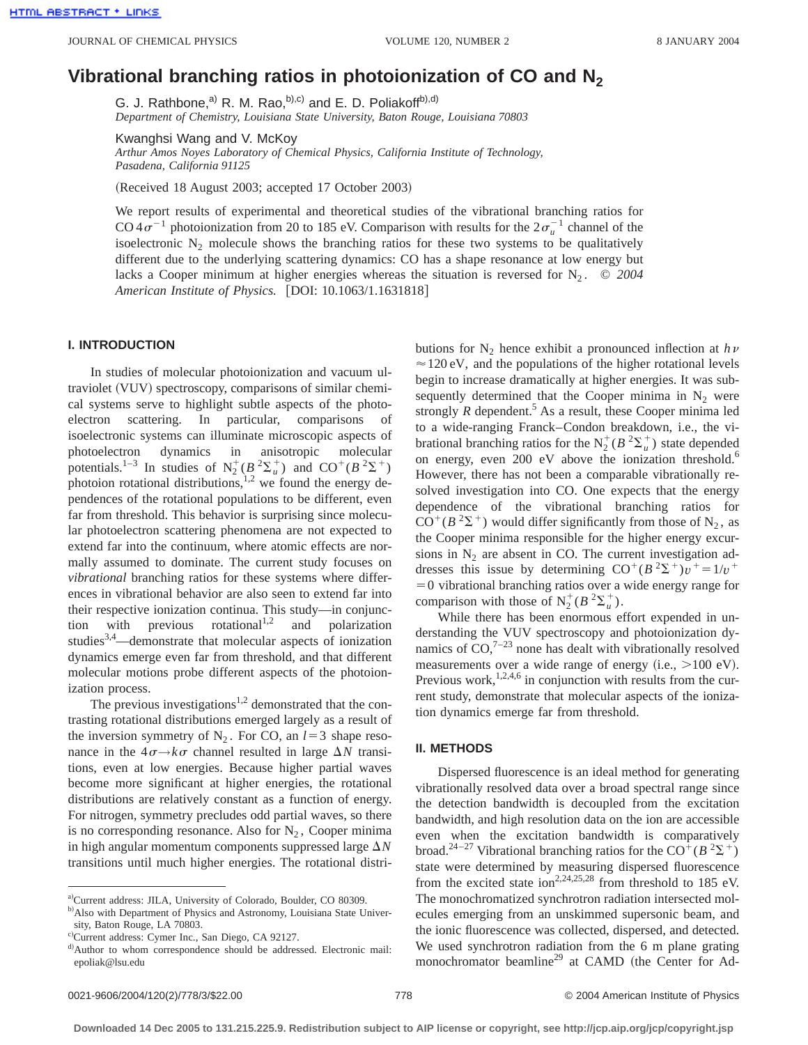# Vibrational branching ratios in photoionization of CO and $N_2$

G. J. Rathbone,[a] R. M. Rao,[b,c] and E. D. Poliakoff[b,d]

*Department of Chemistry, Louisiana State University, Baton Rouge, Louisiana 70803*

Kwanghsi Wang and V. McKoy

*Arthur Amos Noyes Laboratory of Chemical Physics, California Institute of Technology, Pasadena, California 91125*

(Received 18 August 2003; accepted 17 October 2003)

We report results of experimental and theoretical studies of the vibrational branching ratios for CO $4\sigma^{-1}$ photoionization from 20 to 185 eV. Comparison with results for the $2\sigma_u^{-1}$ channel of the isoelectronic $N_2$ molecule shows the branching ratios for these two systems to be qualitatively different due to the underlying scattering dynamics: CO has a shape resonance at low energy but lacks a Cooper minimum at higher energies whereas the situation is reversed for $N_2$. © *2004 American Institute of Physics.* [DOI: 10.1063/1.1631818]

## I. INTRODUCTION

In studies of molecular photoionization and vacuum ultraviolet (VUV) spectroscopy, comparisons of similar chemical systems serve to highlight subtle aspects of the photoelectron scattering. In particular, comparisons of isoelectronic systems can illuminate microscopic aspects of photoelectron dynamics in anisotropic molecular potentials.[1–3] In studies of $N_2^+(B\,^2\Sigma_u^+)$ and $CO^+(B\,^2\Sigma^+)$ photoion rotational distributions,[1,2] we found the energy dependences of the rotational populations to be different, even far from threshold. This behavior is surprising since molecular photoelectron scattering phenomena are not expected to extend far into the continuum, where atomic effects are normally assumed to dominate. The current study focuses on *vibrational* branching ratios for these systems where differences in vibrational behavior are also seen to extend far into their respective ionization continua. This study—in conjunction with previous rotational[1,2] and polarization studies[3,4]—demonstrate that molecular aspects of ionization dynamics emerge even far from threshold, and that different molecular motions probe different aspects of the photoionization process.

The previous investigations[1,2] demonstrated that the contrasting rotational distributions emerged largely as a result of the inversion symmetry of $N_2$. For CO, an $l=3$ shape resonance in the $4\sigma\rightarrow k\sigma$ channel resulted in large $\Delta N$ transitions, even at low energies. Because higher partial waves become more significant at higher energies, the rotational distributions are relatively constant as a function of energy. For nitrogen, symmetry precludes odd partial waves, so there is no corresponding resonance. Also for $N_2$, Cooper minima in high angular momentum components suppressed large $\Delta N$ transitions until much higher energies. The rotational distributions for $N_2$ hence exhibit a pronounced inflection at $h\nu \approx 120$ eV, and the populations of the higher rotational levels begin to increase dramatically at higher energies. It was subsequently determined that the Cooper minima in $N_2$ were strongly $R$ dependent.[5] As a result, these Cooper minima led to a wide-ranging Franck–Condon breakdown, i.e., the vibrational branching ratios for the $N_2^+(B\,^2\Sigma_u^+)$ state depended on energy, even 200 eV above the ionization threshold.[6] However, there has not been a comparable vibrationally resolved investigation into CO. One expects that the energy dependence of the vibrational branching ratios for $CO^+(B\,^2\Sigma^+)$ would differ significantly from those of $N_2$, as the Cooper minima responsible for the higher energy excursions in $N_2$ are absent in CO. The current investigation addresses this issue by determining $CO^+(B\,^2\Sigma^+)v^+=1/v^+=0$ vibrational branching ratios over a wide energy range for comparison with those of $N_2^+(B\,^2\Sigma_u^+)$.

While there has been enormous effort expended in understanding the VUV spectroscopy and photoionization dynamics of CO,[7–23] none has dealt with vibrationally resolved measurements over a wide range of energy (i.e., >100 eV). Previous work,[1,2,4,6] in conjunction with results from the current study, demonstrate that molecular aspects of the ionization dynamics emerge far from threshold.

## II. METHODS

Dispersed fluorescence is an ideal method for generating vibrationally resolved data over a broad spectral range since the detection bandwidth is decoupled from the excitation bandwidth, and high resolution data on the ion are accessible even when the excitation bandwidth is comparatively broad.[24–27] Vibrational branching ratios for the $CO^+(B\,^2\Sigma^+)$ state were determined by measuring dispersed fluorescence from the excited state ion[2,24,25,28] from threshold to 185 eV. The monochromatized synchrotron radiation intersected molecules emerging from an unskimmed supersonic beam, and the ionic fluorescence was collected, dispersed, and detected. We used synchrotron radiation from the 6 m plane grating monochromator beamline[29] at CAMD (the Center for Ad-

---

[a] Current address: JILA, University of Colorado, Boulder, CO 80309.

[b] Also with Department of Physics and Astronomy, Louisiana State University, Baton Rouge, LA 70803.

[c] Current address: Cymer Inc., San Diego, CA 92127.

[d] Author to whom correspondence should be addressed. Electronic mail: epoliak@lsu.edu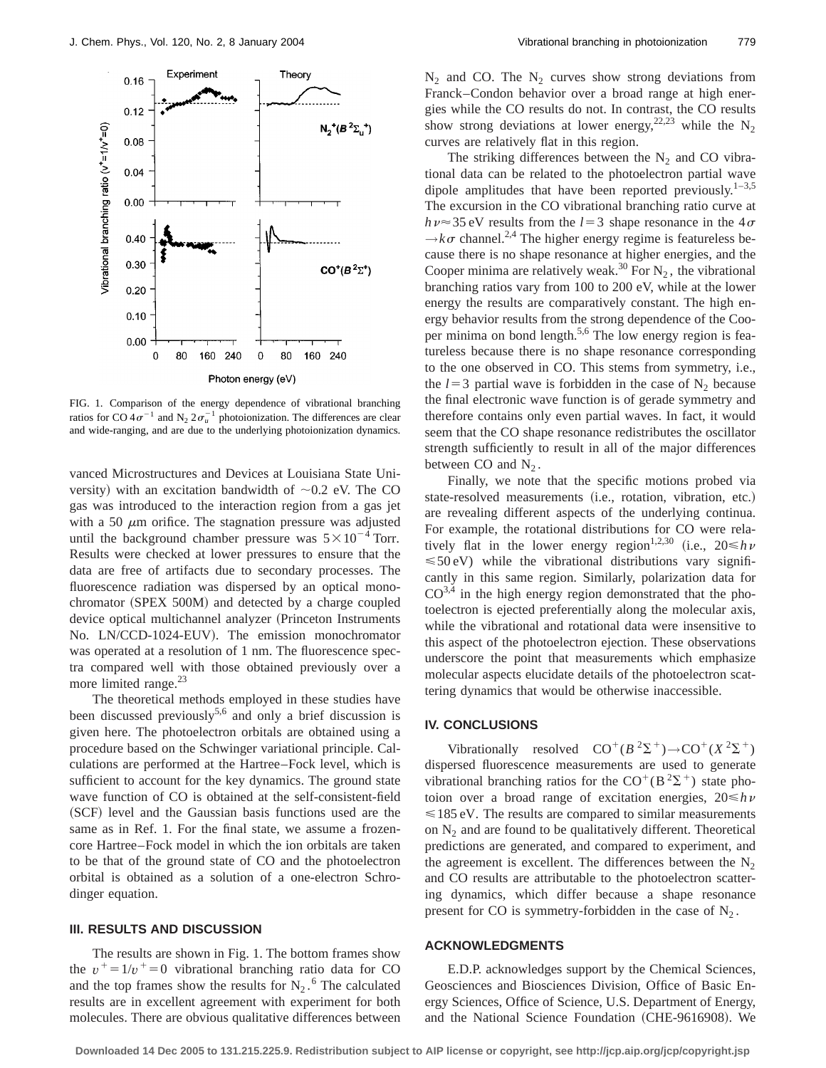FIG. 1. Comparison of the energy dependence of vibrational branching ratios for CO $4\sigma^{-1}$ and $N_2$ $2\sigma_u^{-1}$ photoionization. The differences are clear and wide-ranging, and are due to the underlying photoionization dynamics.

vanced Microstructures and Devices at Louisiana State University) with an excitation bandwidth of ~0.2 eV. The CO gas was introduced to the interaction region from a gas jet with a 50 $\mu$m orifice. The stagnation pressure was adjusted until the background chamber pressure was $5\times10^{-4}$ Torr. Results were checked at lower pressures to ensure that the data are free of artifacts due to secondary processes. The fluorescence radiation was dispersed by an optical monochromator (SPEX 500M) and detected by a charge coupled device optical multichannel analyzer (Princeton Instruments No. LN/CCD-1024-EUV). The emission monochromator was operated at a resolution of 1 nm. The fluorescence spectra compared well with those obtained previously over a more limited range.[23]

The theoretical methods employed in these studies have been discussed previously[5,6] and only a brief discussion is given here. The photoelectron orbitals are obtained using a procedure based on the Schwinger variational principle. Calculations are performed at the Hartree–Fock level, which is sufficient to account for the key dynamics. The ground state wave function of CO is obtained at the self-consistent-field (SCF) level and the Gaussian basis functions used are the same as in Ref. 1. For the final state, we assume a frozen-core Hartree–Fock model in which the ion orbitals are taken to be that of the ground state of CO and the photoelectron orbital is obtained as a solution of a one-electron Schrodinger equation.

## III. RESULTS AND DISCUSSION

The results are shown in Fig. 1. The bottom frames show the $v^+=1/v^+=0$ vibrational branching ratio data for CO and the top frames show the results for $N_2$.[6] The calculated results are in excellent agreement with experiment for both molecules. There are obvious qualitative differences between $N_2$ and CO. The $N_2$ curves show strong deviations from Franck–Condon behavior over a broad range at high energies while the CO results do not. In contrast, the CO results show strong deviations at lower energy,[22,23] while the $N_2$ curves are relatively flat in this region.

The striking differences between the $N_2$ and CO vibrational data can be related to the photoelectron partial wave dipole amplitudes that have been reported previously.[1–3,5] The excursion in the CO vibrational branching ratio curve at $h\nu\approx35$ eV results from the $l=3$ shape resonance in the $4\sigma\rightarrow k\sigma$ channel.[2,4] The higher energy regime is featureless because there is no shape resonance at higher energies, and the Cooper minima are relatively weak.[30] For $N_2$, the vibrational branching ratios vary from 100 to 200 eV, while at the lower energy the results are comparatively constant. The high energy behavior results from the strong dependence of the Cooper minima on bond length.[5,6] The low energy region is featureless because there is no shape resonance corresponding to the one observed in CO. This stems from symmetry, i.e., the $l=3$ partial wave is forbidden in the case of $N_2$ because the final electronic wave function is of gerade symmetry and therefore contains only even partial waves. In fact, it would seem that the CO shape resonance redistributes the oscillator strength sufficiently to result in all of the major differences between CO and $N_2$.

Finally, we note that the specific motions probed via state-resolved measurements (i.e., rotation, vibration, etc.) are revealing different aspects of the underlying continua. For example, the rotational distributions for CO were relatively flat in the lower energy region[1,2,30] (i.e., $20\leq h\nu\leq50$ eV) while the vibrational distributions vary significantly in this same region. Similarly, polarization data for CO[3,4] in the high energy region demonstrated that the photoelectron is ejected preferentially along the molecular axis, while the vibrational and rotational data were insensitive to this aspect of the photoelectron ejection. These observations underscore the point that measurements which emphasize molecular aspects elucidate details of the photoelectron scattering dynamics that would be otherwise inaccessible.

## IV. CONCLUSIONS

Vibrationally resolved $CO^+(B\,^2\Sigma^+)\rightarrow CO^+(X\,^2\Sigma^+)$ dispersed fluorescence measurements are used to generate vibrational branching ratios for the $CO^+(B\,^2\Sigma^+)$ state photoion over a broad range of excitation energies, $20\leq h\nu\leq185$ eV. The results are compared to similar measurements on $N_2$ and are found to be qualitatively different. Theoretical predictions are generated, and compared to experiment, and the agreement is excellent. The differences between the $N_2$ and CO results are attributable to the photoelectron scattering dynamics, which differ because a shape resonance present for CO is symmetry-forbidden in the case of $N_2$.

## ACKNOWLEDGMENTS

E.D.P. acknowledges support by the Chemical Sciences, Geosciences and Biosciences Division, Office of Basic Energy Sciences, Office of Science, U.S. Department of Energy, and the National Science Foundation (CHE-9616908). We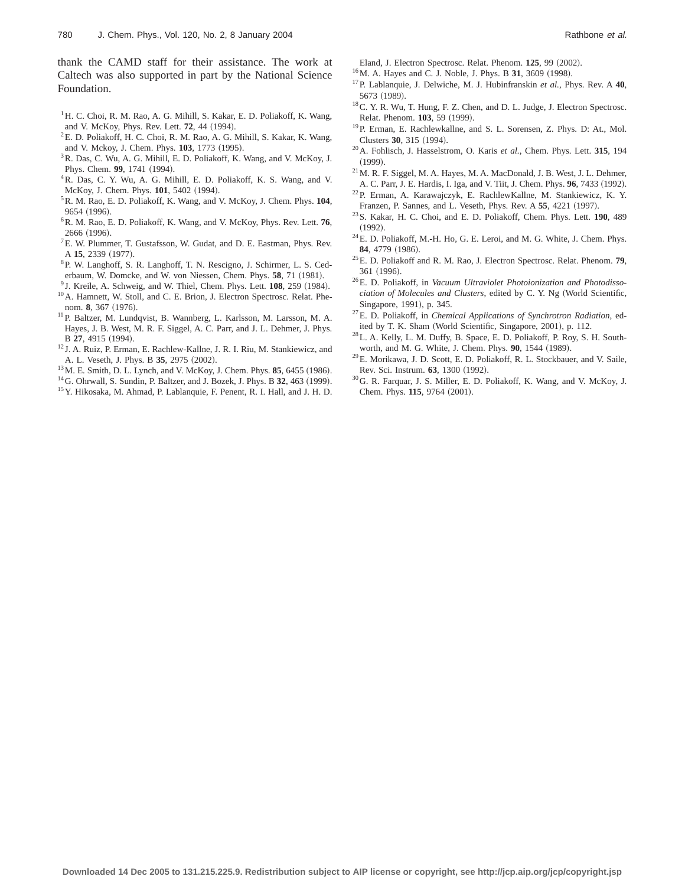thank the CAMD staff for their assistance. The work at Caltech was also supported in part by the National Science Foundation.

[1] H. C. Choi, R. M. Rao, A. G. Mihill, S. Kakar, E. D. Poliakoff, K. Wang, and V. McKoy, Phys. Rev. Lett. **72**, 44 (1994).

[2] E. D. Poliakoff, H. C. Choi, R. M. Rao, A. G. Mihill, S. Kakar, K. Wang, and V. Mckoy, J. Chem. Phys. **103**, 1773 (1995).

[3] R. Das, C. Wu, A. G. Mihill, E. D. Poliakoff, K. Wang, and V. McKoy, J. Phys. Chem. **99**, 1741 (1994).

[4] R. Das, C. Y. Wu, A. G. Mihill, E. D. Poliakoff, K. S. Wang, and V. McKoy, J. Chem. Phys. **101**, 5402 (1994).

[5] R. M. Rao, E. D. Poliakoff, K. Wang, and V. McKoy, J. Chem. Phys. **104**, 9654 (1996).

[6] R. M. Rao, E. D. Poliakoff, K. Wang, and V. McKoy, Phys. Rev. Lett. **76**, 2666 (1996).

[7] E. W. Plummer, T. Gustafsson, W. Gudat, and D. E. Eastman, Phys. Rev. A **15**, 2339 (1977).

[8] P. W. Langhoff, S. R. Langhoff, T. N. Rescigno, J. Schirmer, L. S. Cederbaum, W. Domcke, and W. von Niessen, Chem. Phys. **58**, 71 (1981).

[9] J. Kreile, A. Schweig, and W. Thiel, Chem. Phys. Lett. **108**, 259 (1984).

[10] A. Hamnett, W. Stoll, and C. E. Brion, J. Electron Spectrosc. Relat. Phenom. **8**, 367 (1976).

[11] P. Baltzer, M. Lundqvist, B. Wannberg, L. Karlsson, M. Larsson, M. A. Hayes, J. B. West, M. R. F. Siggel, A. C. Parr, and J. L. Dehmer, J. Phys. B **27**, 4915 (1994).

[12] J. A. Ruiz, P. Erman, E. Rachlew-Kallne, J. R. I. Riu, M. Stankiewicz, and A. L. Veseth, J. Phys. B **35**, 2975 (2002).

[13] M. E. Smith, D. L. Lynch, and V. McKoy, J. Chem. Phys. **85**, 6455 (1986).

[14] G. Ohrwall, S. Sundin, P. Baltzer, and J. Bozek, J. Phys. B **32**, 463 (1999).

[15] Y. Hikosaka, M. Ahmad, P. Lablanquie, F. Penent, R. I. Hall, and J. H. D. Eland, J. Electron Spectrosc. Relat. Phenom. **125**, 99 (2002).

[16] M. A. Hayes and C. J. Noble, J. Phys. B **31**, 3609 (1998).

[17] P. Lablanquie, J. Delwiche, M. J. Hubinfranskin *et al.*, Phys. Rev. A **40**, 5673 (1989).

[18] C. Y. R. Wu, T. Hung, F. Z. Chen, and D. L. Judge, J. Electron Spectrosc. Relat. Phenom. **103**, 59 (1999).

[19] P. Erman, E. Rachlewkallne, and S. L. Sorensen, Z. Phys. D: At., Mol. Clusters **30**, 315 (1994).

[20] A. Fohlisch, J. Hasselstrom, O. Karis *et al.*, Chem. Phys. Lett. **315**, 194 (1999).

[21] M. R. F. Siggel, M. A. Hayes, M. A. MacDonald, J. B. West, J. L. Dehmer, A. C. Parr, J. E. Hardis, I. Iga, and V. Tiit, J. Chem. Phys. **96**, 7433 (1992).

[22] P. Erman, A. Karawajczyk, E. RachlewKallne, M. Stankiewicz, K. Y. Franzen, P. Sannes, and L. Veseth, Phys. Rev. A **55**, 4221 (1997).

[23] S. Kakar, H. C. Choi, and E. D. Poliakoff, Chem. Phys. Lett. **190**, 489 (1992).

[24] E. D. Poliakoff, M.-H. Ho, G. E. Leroi, and M. G. White, J. Chem. Phys. **84**, 4779 (1986).

[25] E. D. Poliakoff and R. M. Rao, J. Electron Spectrosc. Relat. Phenom. **79**, 361 (1996).

[26] E. D. Poliakoff, in *Vacuum Ultraviolet Photoionization and Photodissociation of Molecules and Clusters*, edited by C. Y. Ng (World Scientific, Singapore, 1991), p. 345.

[27] E. D. Poliakoff, in *Chemical Applications of Synchrotron Radiation*, edited by T. K. Sham (World Scientific, Singapore, 2001), p. 112.

[28] L. A. Kelly, L. M. Duffy, B. Space, E. D. Poliakoff, P. Roy, S. H. Southworth, and M. G. White, J. Chem. Phys. **90**, 1544 (1989).

[29] E. Morikawa, J. D. Scott, E. D. Poliakoff, R. L. Stockbauer, and V. Saile, Rev. Sci. Instrum. **63**, 1300 (1992).

[30] G. R. Farquar, J. S. Miller, E. D. Poliakoff, K. Wang, and V. McKoy, J. Chem. Phys. **115**, 9764 (2001).